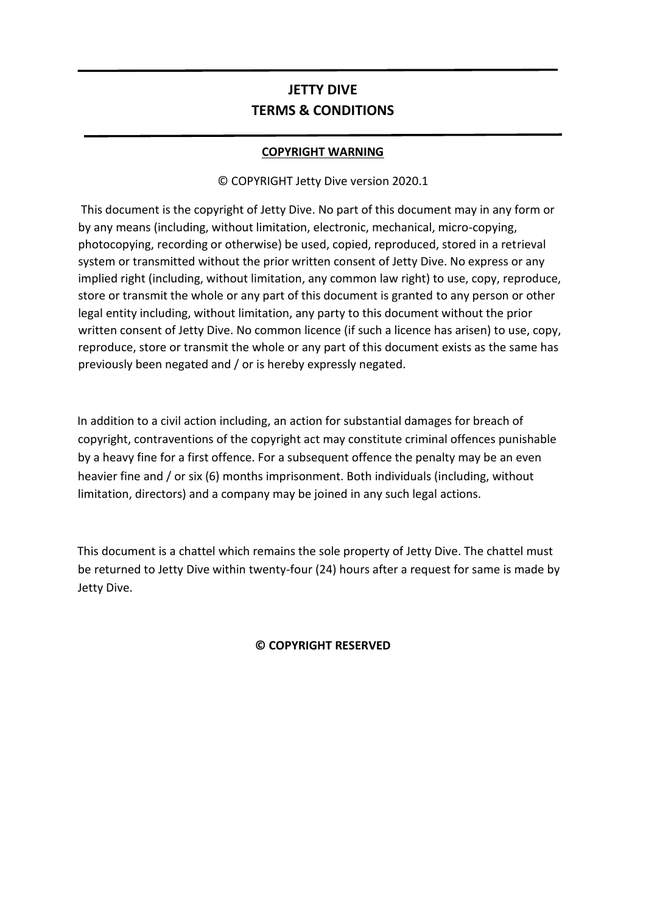# JETTY DIVE
# TERMS & CONDITIONS

**COPYRIGHT WARNING**

© COPYRIGHT Jetty Dive version 2020.1

This document is the copyright of Jetty Dive. No part of this document may in any form or by any means (including, without limitation, electronic, mechanical, micro-copying, photocopying, recording or otherwise) be used, copied, reproduced, stored in a retrieval system or transmitted without the prior written consent of Jetty Dive. No express or any implied right (including, without limitation, any common law right) to use, copy, reproduce, store or transmit the whole or any part of this document is granted to any person or other legal entity including, without limitation, any party to this document without the prior written consent of Jetty Dive. No common licence (if such a licence has arisen) to use, copy, reproduce, store or transmit the whole or any part of this document exists as the same has previously been negated and / or is hereby expressly negated.

In addition to a civil action including, an action for substantial damages for breach of copyright, contraventions of the copyright act may constitute criminal offences punishable by a heavy fine for a first offence. For a subsequent offence the penalty may be an even heavier fine and / or six (6) months imprisonment. Both individuals (including, without limitation, directors) and a company may be joined in any such legal actions.

This document is a chattel which remains the sole property of Jetty Dive. The chattel must be returned to Jetty Dive within twenty-four (24) hours after a request for same is made by Jetty Dive.

**© COPYRIGHT RESERVED**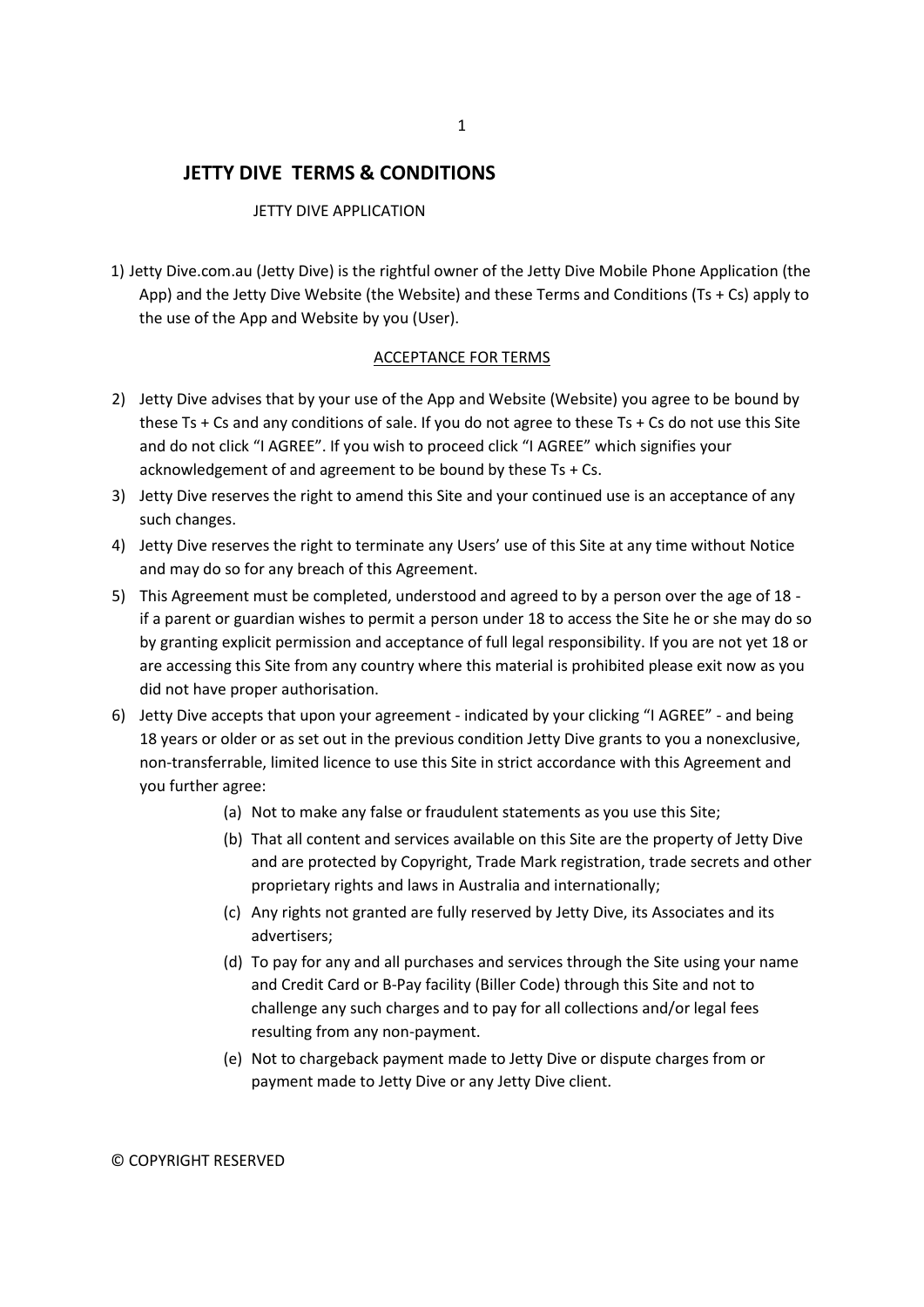# JETTY DIVE TERMS & CONDITIONS

JETTY DIVE APPLICATION

1) Jetty Dive.com.au (Jetty Dive) is the rightful owner of the Jetty Dive Mobile Phone Application (the App) and the Jetty Dive Website (the Website) and these Terms and Conditions (Ts + Cs) apply to the use of the App and Website by you (User).

## ACCEPTANCE FOR TERMS

2) Jetty Dive advises that by your use of the App and Website (Website) you agree to be bound by these Ts + Cs and any conditions of sale. If you do not agree to these Ts + Cs do not use this Site and do not click "I AGREE". If you wish to proceed click "I AGREE" which signifies your acknowledgement of and agreement to be bound by these Ts + Cs.
3) Jetty Dive reserves the right to amend this Site and your continued use is an acceptance of any such changes.
4) Jetty Dive reserves the right to terminate any Users' use of this Site at any time without Notice and may do so for any breach of this Agreement.
5) This Agreement must be completed, understood and agreed to by a person over the age of 18 - if a parent or guardian wishes to permit a person under 18 to access the Site he or she may do so by granting explicit permission and acceptance of full legal responsibility. If you are not yet 18 or are accessing this Site from any country where this material is prohibited please exit now as you did not have proper authorisation.
6) Jetty Dive accepts that upon your agreement - indicated by your clicking "I AGREE" - and being 18 years or older or as set out in the previous condition Jetty Dive grants to you a nonexclusive, non-transferrable, limited licence to use this Site in strict accordance with this Agreement and you further agree:
   - (a) Not to make any false or fraudulent statements as you use this Site;
   - (b) That all content and services available on this Site are the property of Jetty Dive and are protected by Copyright, Trade Mark registration, trade secrets and other proprietary rights and laws in Australia and internationally;
   - (c) Any rights not granted are fully reserved by Jetty Dive, its Associates and its advertisers;
   - (d) To pay for any and all purchases and services through the Site using your name and Credit Card or B-Pay facility (Biller Code) through this Site and not to challenge any such charges and to pay for all collections and/or legal fees resulting from any non-payment.
   - (e) Not to chargeback payment made to Jetty Dive or dispute charges from or payment made to Jetty Dive or any Jetty Dive client.

© COPYRIGHT RESERVED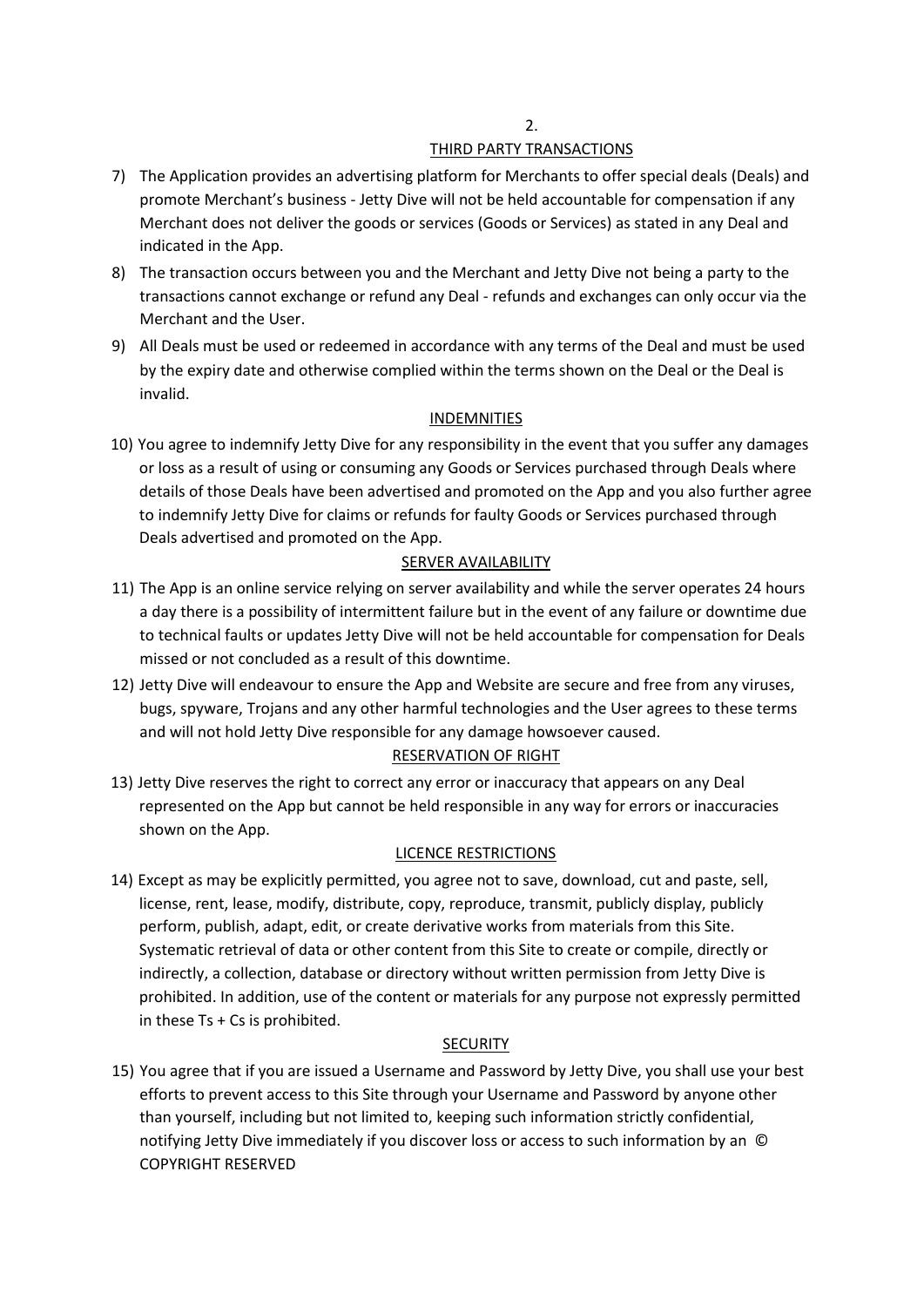## THIRD PARTY TRANSACTIONS

7) The Application provides an advertising platform for Merchants to offer special deals (Deals) and promote Merchant's business - Jetty Dive will not be held accountable for compensation if any Merchant does not deliver the goods or services (Goods or Services) as stated in any Deal and indicated in the App.
8) The transaction occurs between you and the Merchant and Jetty Dive not being a party to the transactions cannot exchange or refund any Deal - refunds and exchanges can only occur via the Merchant and the User.
9) All Deals must be used or redeemed in accordance with any terms of the Deal and must be used by the expiry date and otherwise complied within the terms shown on the Deal or the Deal is invalid.

## INDEMNITIES

10) You agree to indemnify Jetty Dive for any responsibility in the event that you suffer any damages or loss as a result of using or consuming any Goods or Services purchased through Deals where details of those Deals have been advertised and promoted on the App and you also further agree to indemnify Jetty Dive for claims or refunds for faulty Goods or Services purchased through Deals advertised and promoted on the App.

## SERVER AVAILABILITY

11) The App is an online service relying on server availability and while the server operates 24 hours a day there is a possibility of intermittent failure but in the event of any failure or downtime due to technical faults or updates Jetty Dive will not be held accountable for compensation for Deals missed or not concluded as a result of this downtime.
12) Jetty Dive will endeavour to ensure the App and Website are secure and free from any viruses, bugs, spyware, Trojans and any other harmful technologies and the User agrees to these terms and will not hold Jetty Dive responsible for any damage howsoever caused.

## RESERVATION OF RIGHT

13) Jetty Dive reserves the right to correct any error or inaccuracy that appears on any Deal represented on the App but cannot be held responsible in any way for errors or inaccuracies shown on the App.

## LICENCE RESTRICTIONS

14) Except as may be explicitly permitted, you agree not to save, download, cut and paste, sell, license, rent, lease, modify, distribute, copy, reproduce, transmit, publicly display, publicly perform, publish, adapt, edit, or create derivative works from materials from this Site. Systematic retrieval of data or other content from this Site to create or compile, directly or indirectly, a collection, database or directory without written permission from Jetty Dive is prohibited. In addition, use of the content or materials for any purpose not expressly permitted in these Ts + Cs is prohibited.

## SECURITY

15) You agree that if you are issued a Username and Password by Jetty Dive, you shall use your best efforts to prevent access to this Site through your Username and Password by anyone other than yourself, including but not limited to, keeping such information strictly confidential, notifying Jetty Dive immediately if you discover loss or access to such information by an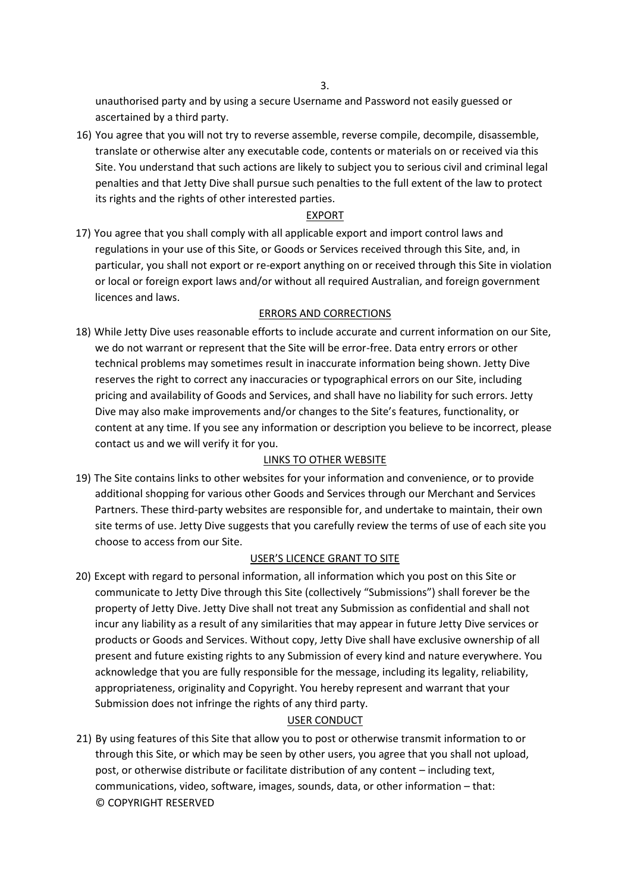unauthorised party and by using a secure Username and Password not easily guessed or ascertained by a third party.

16) You agree that you will not try to reverse assemble, reverse compile, decompile, disassemble, translate or otherwise alter any executable code, contents or materials on or received via this Site. You understand that such actions are likely to subject you to serious civil and criminal legal penalties and that Jetty Dive shall pursue such penalties to the full extent of the law to protect its rights and the rights of other interested parties.

<u>EXPORT</u>

17) You agree that you shall comply with all applicable export and import control laws and regulations in your use of this Site, or Goods or Services received through this Site, and, in particular, you shall not export or re-export anything on or received through this Site in violation or local or foreign export laws and/or without all required Australian, and foreign government licences and laws.

<u>ERRORS AND CORRECTIONS</u>

18) While Jetty Dive uses reasonable efforts to include accurate and current information on our Site, we do not warrant or represent that the Site will be error-free. Data entry errors or other technical problems may sometimes result in inaccurate information being shown. Jetty Dive reserves the right to correct any inaccuracies or typographical errors on our Site, including pricing and availability of Goods and Services, and shall have no liability for such errors. Jetty Dive may also make improvements and/or changes to the Site's features, functionality, or content at any time. If you see any information or description you believe to be incorrect, please contact us and we will verify it for you.

<u>LINKS TO OTHER WEBSITE</u>

19) The Site contains links to other websites for your information and convenience, or to provide additional shopping for various other Goods and Services through our Merchant and Services Partners. These third-party websites are responsible for, and undertake to maintain, their own site terms of use. Jetty Dive suggests that you carefully review the terms of use of each site you choose to access from our Site.

<u>USER'S LICENCE GRANT TO SITE</u>

20) Except with regard to personal information, all information which you post on this Site or communicate to Jetty Dive through this Site (collectively "Submissions") shall forever be the property of Jetty Dive. Jetty Dive shall not treat any Submission as confidential and shall not incur any liability as a result of any similarities that may appear in future Jetty Dive services or products or Goods and Services. Without copy, Jetty Dive shall have exclusive ownership of all present and future existing rights to any Submission of every kind and nature everywhere. You acknowledge that you are fully responsible for the message, including its legality, reliability, appropriateness, originality and Copyright. You hereby represent and warrant that your Submission does not infringe the rights of any third party.

<u>USER CONDUCT</u>

21) By using features of this Site that allow you to post or otherwise transmit information to or through this Site, or which may be seen by other users, you agree that you shall not upload, post, or otherwise distribute or facilitate distribution of any content – including text, communications, video, software, images, sounds, data, or other information – that:

© COPYRIGHT RESERVED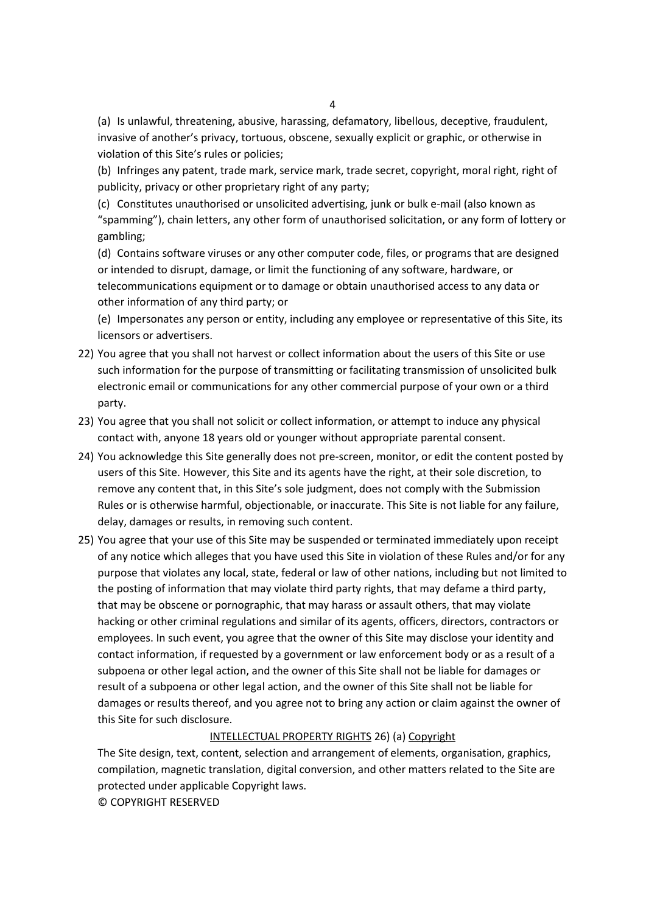(a) Is unlawful, threatening, abusive, harassing, defamatory, libellous, deceptive, fraudulent, invasive of another's privacy, tortuous, obscene, sexually explicit or graphic, or otherwise in violation of this Site's rules or policies;

(b) Infringes any patent, trade mark, service mark, trade secret, copyright, moral right, right of publicity, privacy or other proprietary right of any party;

(c) Constitutes unauthorised or unsolicited advertising, junk or bulk e-mail (also known as "spamming"), chain letters, any other form of unauthorised solicitation, or any form of lottery or gambling;

(d) Contains software viruses or any other computer code, files, or programs that are designed or intended to disrupt, damage, or limit the functioning of any software, hardware, or telecommunications equipment or to damage or obtain unauthorised access to any data or other information of any third party; or

(e) Impersonates any person or entity, including any employee or representative of this Site, its licensors or advertisers.

22) You agree that you shall not harvest or collect information about the users of this Site or use such information for the purpose of transmitting or facilitating transmission of unsolicited bulk electronic email or communications for any other commercial purpose of your own or a third party.

23) You agree that you shall not solicit or collect information, or attempt to induce any physical contact with, anyone 18 years old or younger without appropriate parental consent.

24) You acknowledge this Site generally does not pre-screen, monitor, or edit the content posted by users of this Site. However, this Site and its agents have the right, at their sole discretion, to remove any content that, in this Site's sole judgment, does not comply with the Submission Rules or is otherwise harmful, objectionable, or inaccurate. This Site is not liable for any failure, delay, damages or results, in removing such content.

25) You agree that your use of this Site may be suspended or terminated immediately upon receipt of any notice which alleges that you have used this Site in violation of these Rules and/or for any purpose that violates any local, state, federal or law of other nations, including but not limited to the posting of information that may violate third party rights, that may defame a third party, that may be obscene or pornographic, that may harass or assault others, that may violate hacking or other criminal regulations and similar of its agents, officers, directors, contractors or employees. In such event, you agree that the owner of this Site may disclose your identity and contact information, if requested by a government or law enforcement body or as a result of a subpoena or other legal action, and the owner of this Site shall not be liable for damages or result of a subpoena or other legal action, and the owner of this Site shall not be liable for damages or results thereof, and you agree not to bring any action or claim against the owner of this Site for such disclosure.

<u>INTELLECTUAL PROPERTY RIGHTS</u> 26) (a) <u>Copyright</u>

The Site design, text, content, selection and arrangement of elements, organisation, graphics, compilation, magnetic translation, digital conversion, and other matters related to the Site are protected under applicable Copyright laws.

© COPYRIGHT RESERVED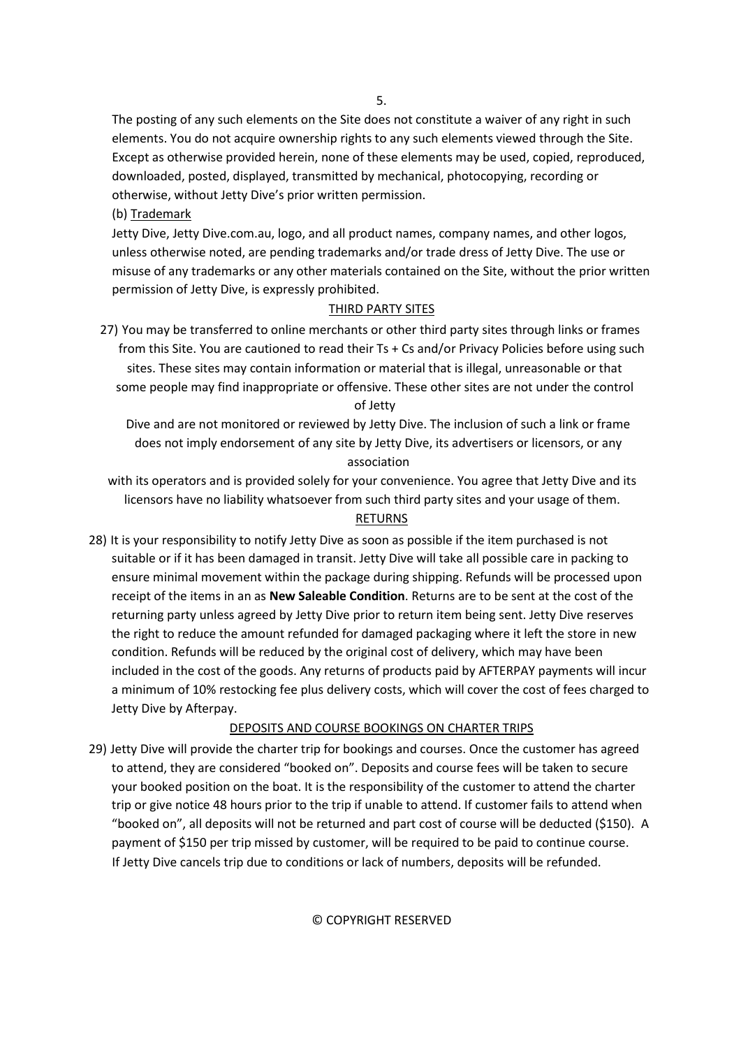The posting of any such elements on the Site does not constitute a waiver of any right in such elements. You do not acquire ownership rights to any such elements viewed through the Site. Except as otherwise provided herein, none of these elements may be used, copied, reproduced, downloaded, posted, displayed, transmitted by mechanical, photocopying, recording or otherwise, without Jetty Dive's prior written permission.

(b) Trademark

Jetty Dive, Jetty Dive.com.au, logo, and all product names, company names, and other logos, unless otherwise noted, are pending trademarks and/or trade dress of Jetty Dive. The use or misuse of any trademarks or any other materials contained on the Site, without the prior written permission of Jetty Dive, is expressly prohibited.

## THIRD PARTY SITES

27) You may be transferred to online merchants or other third party sites through links or frames from this Site. You are cautioned to read their Ts + Cs and/or Privacy Policies before using such sites. These sites may contain information or material that is illegal, unreasonable or that some people may find inappropriate or offensive. These other sites are not under the control of Jetty Dive and are not monitored or reviewed by Jetty Dive. The inclusion of such a link or frame does not imply endorsement of any site by Jetty Dive, its advertisers or licensors, or any association with its operators and is provided solely for your convenience. You agree that Jetty Dive and its licensors have no liability whatsoever from such third party sites and your usage of them.

## RETURNS

28) It is your responsibility to notify Jetty Dive as soon as possible if the item purchased is not suitable or if it has been damaged in transit. Jetty Dive will take all possible care in packing to ensure minimal movement within the package during shipping. Refunds will be processed upon receipt of the items in an as **New Saleable Condition**. Returns are to be sent at the cost of the returning party unless agreed by Jetty Dive prior to return item being sent. Jetty Dive reserves the right to reduce the amount refunded for damaged packaging where it left the store in new condition. Refunds will be reduced by the original cost of delivery, which may have been included in the cost of the goods. Any returns of products paid by AFTERPAY payments will incur a minimum of 10% restocking fee plus delivery costs, which will cover the cost of fees charged to Jetty Dive by Afterpay.

## DEPOSITS AND COURSE BOOKINGS ON CHARTER TRIPS

29) Jetty Dive will provide the charter trip for bookings and courses. Once the customer has agreed to attend, they are considered "booked on". Deposits and course fees will be taken to secure your booked position on the boat. It is the responsibility of the customer to attend the charter trip or give notice 48 hours prior to the trip if unable to attend. If customer fails to attend when "booked on", all deposits will not be returned and part cost of course will be deducted ($150). A payment of $150 per trip missed by customer, will be required to be paid to continue course. If Jetty Dive cancels trip due to conditions or lack of numbers, deposits will be refunded.

© COPYRIGHT RESERVED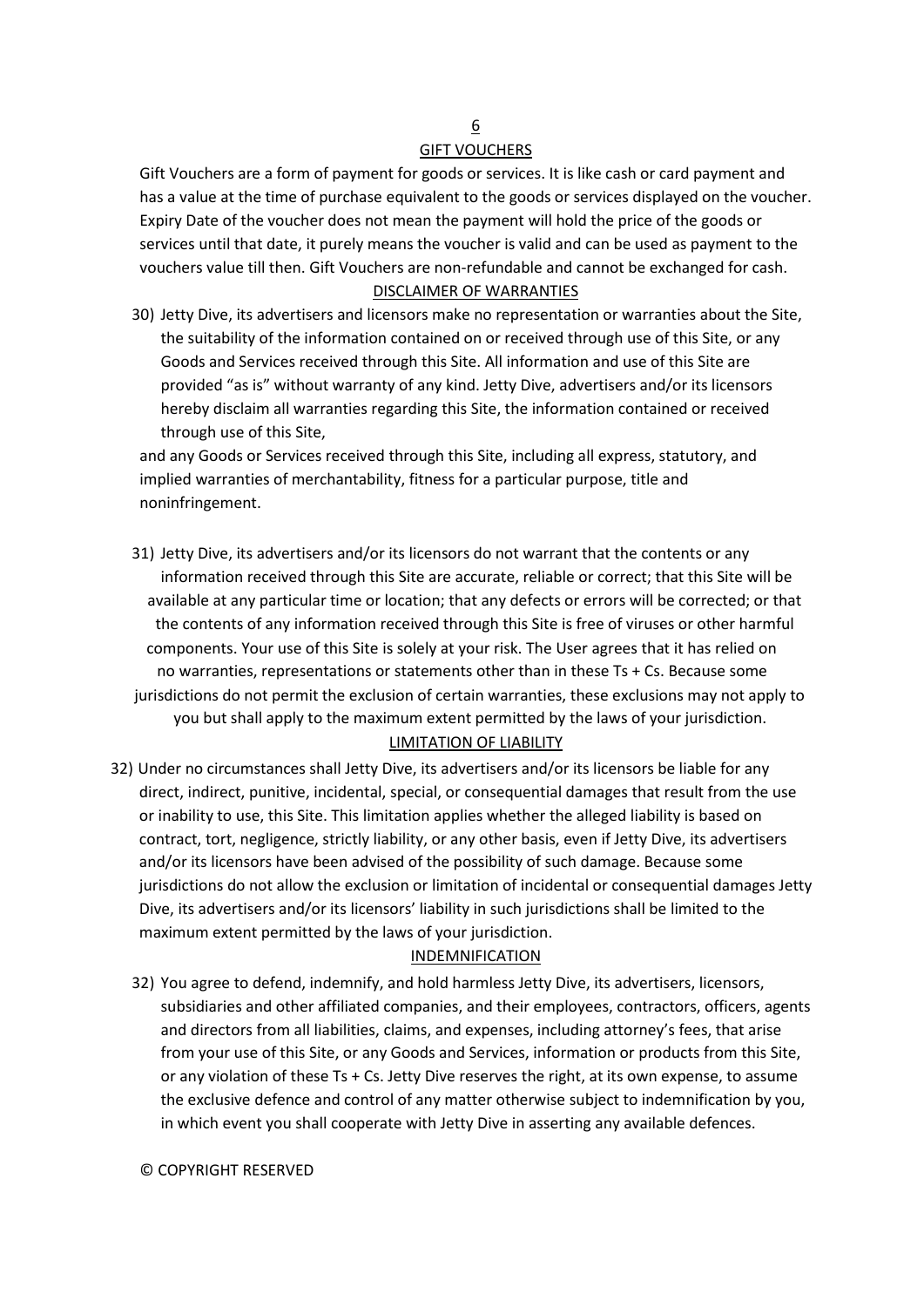## GIFT VOUCHERS

Gift Vouchers are a form of payment for goods or services. It is like cash or card payment and has a value at the time of purchase equivalent to the goods or services displayed on the voucher. Expiry Date of the voucher does not mean the payment will hold the price of the goods or services until that date, it purely means the voucher is valid and can be used as payment to the vouchers value till then. Gift Vouchers are non-refundable and cannot be exchanged for cash.

## DISCLAIMER OF WARRANTIES

30) Jetty Dive, its advertisers and licensors make no representation or warranties about the Site, the suitability of the information contained on or received through use of this Site, or any Goods and Services received through this Site. All information and use of this Site are provided "as is" without warranty of any kind. Jetty Dive, advertisers and/or its licensors hereby disclaim all warranties regarding this Site, the information contained or received through use of this Site,

and any Goods or Services received through this Site, including all express, statutory, and implied warranties of merchantability, fitness for a particular purpose, title and noninfringement.

31) Jetty Dive, its advertisers and/or its licensors do not warrant that the contents or any information received through this Site are accurate, reliable or correct; that this Site will be available at any particular time or location; that any defects or errors will be corrected; or that the contents of any information received through this Site is free of viruses or other harmful components. Your use of this Site is solely at your risk. The User agrees that it has relied on no warranties, representations or statements other than in these Ts + Cs. Because some jurisdictions do not permit the exclusion of certain warranties, these exclusions may not apply to you but shall apply to the maximum extent permitted by the laws of your jurisdiction.

## LIMITATION OF LIABILITY

32) Under no circumstances shall Jetty Dive, its advertisers and/or its licensors be liable for any direct, indirect, punitive, incidental, special, or consequential damages that result from the use or inability to use, this Site. This limitation applies whether the alleged liability is based on contract, tort, negligence, strictly liability, or any other basis, even if Jetty Dive, its advertisers and/or its licensors have been advised of the possibility of such damage. Because some jurisdictions do not allow the exclusion or limitation of incidental or consequential damages Jetty Dive, its advertisers and/or its licensors' liability in such jurisdictions shall be limited to the maximum extent permitted by the laws of your jurisdiction.

## INDEMNIFICATION

32) You agree to defend, indemnify, and hold harmless Jetty Dive, its advertisers, licensors, subsidiaries and other affiliated companies, and their employees, contractors, officers, agents and directors from all liabilities, claims, and expenses, including attorney's fees, that arise from your use of this Site, or any Goods and Services, information or products from this Site, or any violation of these Ts + Cs. Jetty Dive reserves the right, at its own expense, to assume the exclusive defence and control of any matter otherwise subject to indemnification by you, in which event you shall cooperate with Jetty Dive in asserting any available defences.

© COPYRIGHT RESERVED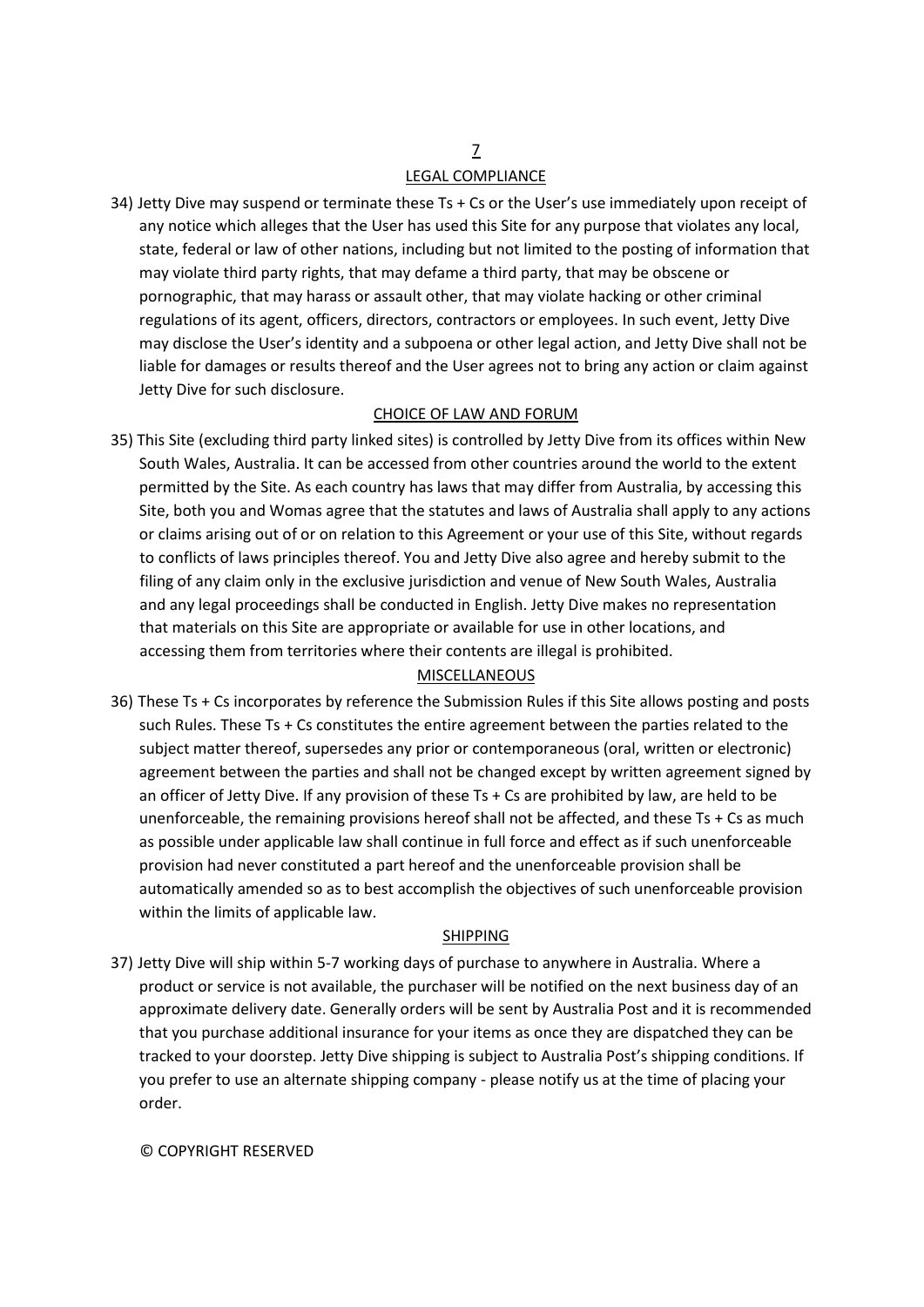## LEGAL COMPLIANCE

34) Jetty Dive may suspend or terminate these Ts + Cs or the User's use immediately upon receipt of any notice which alleges that the User has used this Site for any purpose that violates any local, state, federal or law of other nations, including but not limited to the posting of information that may violate third party rights, that may defame a third party, that may be obscene or pornographic, that may harass or assault other, that may violate hacking or other criminal regulations of its agent, officers, directors, contractors or employees. In such event, Jetty Dive may disclose the User's identity and a subpoena or other legal action, and Jetty Dive shall not be liable for damages or results thereof and the User agrees not to bring any action or claim against Jetty Dive for such disclosure.

## CHOICE OF LAW AND FORUM

35) This Site (excluding third party linked sites) is controlled by Jetty Dive from its offices within New South Wales, Australia. It can be accessed from other countries around the world to the extent permitted by the Site. As each country has laws that may differ from Australia, by accessing this Site, both you and Womas agree that the statutes and laws of Australia shall apply to any actions or claims arising out of or on relation to this Agreement or your use of this Site, without regards to conflicts of laws principles thereof. You and Jetty Dive also agree and hereby submit to the filing of any claim only in the exclusive jurisdiction and venue of New South Wales, Australia and any legal proceedings shall be conducted in English. Jetty Dive makes no representation that materials on this Site are appropriate or available for use in other locations, and accessing them from territories where their contents are illegal is prohibited.

## MISCELLANEOUS

36) These Ts + Cs incorporates by reference the Submission Rules if this Site allows posting and posts such Rules. These Ts + Cs constitutes the entire agreement between the parties related to the subject matter thereof, supersedes any prior or contemporaneous (oral, written or electronic) agreement between the parties and shall not be changed except by written agreement signed by an officer of Jetty Dive. If any provision of these Ts + Cs are prohibited by law, are held to be unenforceable, the remaining provisions hereof shall not be affected, and these Ts + Cs as much as possible under applicable law shall continue in full force and effect as if such unenforceable provision had never constituted a part hereof and the unenforceable provision shall be automatically amended so as to best accomplish the objectives of such unenforceable provision within the limits of applicable law.

## SHIPPING

37) Jetty Dive will ship within 5-7 working days of purchase to anywhere in Australia. Where a product or service is not available, the purchaser will be notified on the next business day of an approximate delivery date. Generally orders will be sent by Australia Post and it is recommended that you purchase additional insurance for your items as once they are dispatched they can be tracked to your doorstep. Jetty Dive shipping is subject to Australia Post's shipping conditions. If you prefer to use an alternate shipping company - please notify us at the time of placing your order.

© COPYRIGHT RESERVED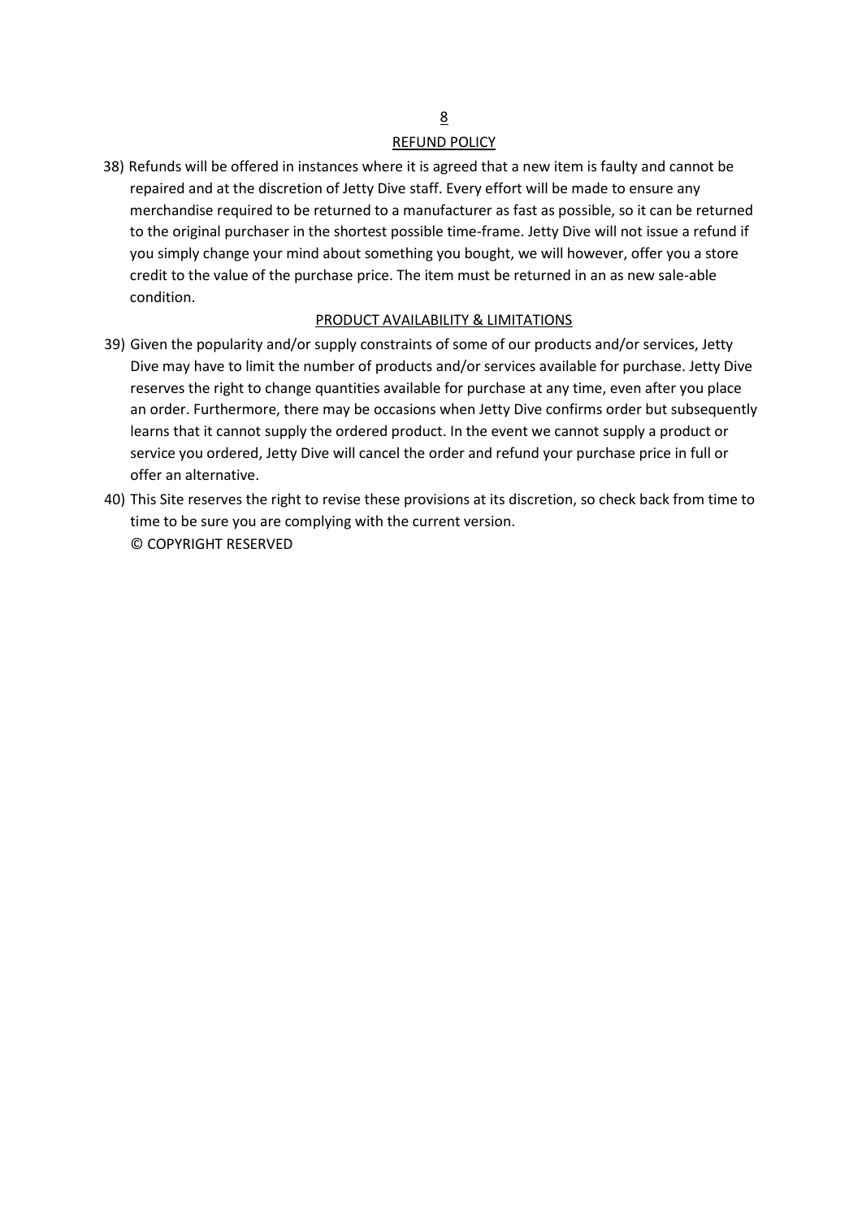## REFUND POLICY

38) Refunds will be offered in instances where it is agreed that a new item is faulty and cannot be repaired and at the discretion of Jetty Dive staff. Every effort will be made to ensure any merchandise required to be returned to a manufacturer as fast as possible, so it can be returned to the original purchaser in the shortest possible time-frame. Jetty Dive will not issue a refund if you simply change your mind about something you bought, we will however, offer you a store credit to the value of the purchase price. The item must be returned in an as new sale-able condition.

## PRODUCT AVAILABILITY & LIMITATIONS

39) Given the popularity and/or supply constraints of some of our products and/or services, Jetty Dive may have to limit the number of products and/or services available for purchase. Jetty Dive reserves the right to change quantities available for purchase at any time, even after you place an order. Furthermore, there may be occasions when Jetty Dive confirms order but subsequently learns that it cannot supply the ordered product. In the event we cannot supply a product or service you ordered, Jetty Dive will cancel the order and refund your purchase price in full or offer an alternative.

40) This Site reserves the right to revise these provisions at its discretion, so check back from time to time to be sure you are complying with the current version.

© COPYRIGHT RESERVED